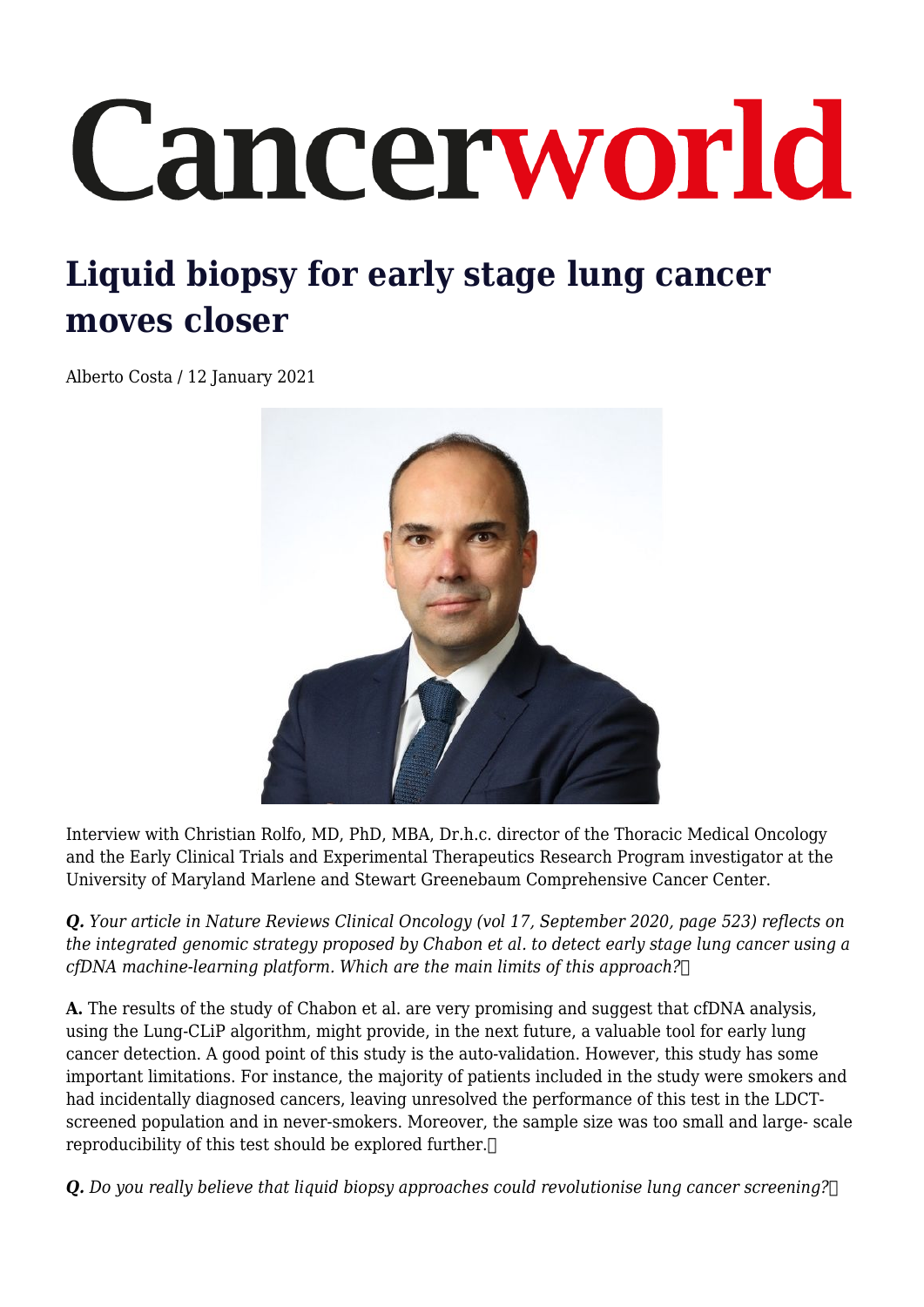# Cancerworld

## Liquid biopsy for early stage lung cancer moves closer

Alberto Costa / 12 January 2021

Interview with Christian Rolfo, MD, PhD, MBA, Dr.h.c. director of the Thoracic Medical Oncology and the Early Clinical Trials and Experimental Therapeutics Research Program investigator at the University of Maryland Marlene and Stewart Greenebaum Comprehensive Cancer Center.

***Q.*** *Your article in Nature Reviews Clinical Oncology (vol 17, September 2020, page 523) reflects on the integrated genomic strategy proposed by Chabon et al. to detect early stage lung cancer using a cfDNA machine-learning platform. Which are the main limits of this approach?*

**A.** The results of the study of Chabon et al. are very promising and suggest that cfDNA analysis, using the Lung-CLiP algorithm, might provide, in the next future, a valuable tool for early lung cancer detection. A good point of this study is the auto-validation. However, this study has some important limitations. For instance, the majority of patients included in the study were smokers and had incidentally diagnosed cancers, leaving unresolved the performance of this test in the LDCT-screened population and in never-smokers. Moreover, the sample size was too small and large- scale reproducibility of this test should be explored further.

***Q.*** *Do you really believe that liquid biopsy approaches could revolutionise lung cancer screening?*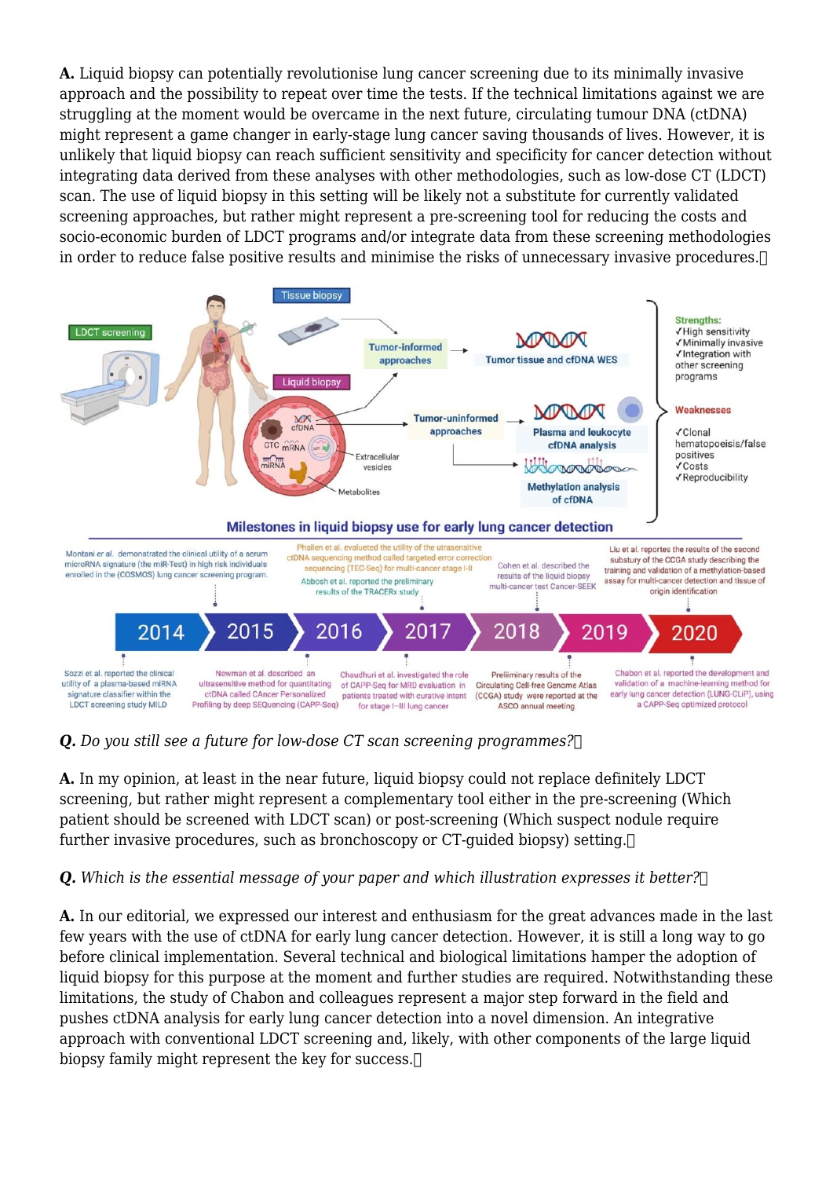**A.** Liquid biopsy can potentially revolutionise lung cancer screening due to its minimally invasive approach and the possibility to repeat over time the tests. If the technical limitations against we are struggling at the moment would be overcome in the next future, circulating tumour DNA (ctDNA) might represent a game changer in early-stage lung cancer saving thousands of lives. However, it is unlikely that liquid biopsy can reach sufficient sensitivity and specificity for cancer detection without integrating data derived from these analyses with other methodologies, such as low-dose CT (LDCT) scan. The use of liquid biopsy in this setting will be likely not a substitute for currently validated screening approaches, but rather might represent a pre-screening tool for reducing the costs and socio-economic burden of LDCT programs and/or integrate data from these screening methodologies in order to reduce false positive results and minimise the risks of unnecessary invasive procedures.

LDCT screening

Tissue biopsy

Liquid biopsy

Tumor-informed approaches

Tumor tissue and cfDNA WES

Tumor-uninformed approaches

Plasma and leukocyte cfDNA analysis

Methylation analysis of cfDNA

cfDNA

CTC

mRNA

miRNA

Extracellular vesicles

Metabolites

Strengths:
✓High sensitivity
✓Minimally invasive
✓Integration with other screening programs

Weaknesses
✓Clonal hematopoeisis/false positives
✓Costs
✓Reproducibility

Milestones in liquid biopsy use for early lung cancer detection

2014 2015 2016 2017 2018 2019 2020

Montani er al. demonstrated the clinical utility of a serum microRNA signature (the miR-Test) in high risk individuals enrolled in the (COSMOS) lung cancer screening program.

Phallen et al. evalueted the utility of the utrasensitive ctDNA sequencing method called targeted error correction sequencing (TEC-Seq) for multi-cancer stage I-II

Abbosh et al. reported the preliminary results of the TRACERx study

Cohen et al. described the results of the liquid biopsy multi-cancer test Cancer-SEEK

Liu et al. reportes the results of the second substury of the CCGA study describing the training and validation of a methylation-based assay for multi-cancer detection and tissue of origin identification

Sozzi et al. reported the clinical utility of a plasma-based miRNA signature classifier within the LDCT screening study MILD

Newman et al. described an ultrasensitive method for quantitating ctDNA called CAncer Personalized Profiling by deep SEQuencing (CAPP-Seq)

Chaudhuri et al. investigated the role of CAPP-Seq for MRD evaluation in patients treated with curative intent for stage I–III lung cancer

Preliminary results of the Circulating Cell-free Genome Atlas (CCGA) study were reported at the ASCO annual meeting

Chabon et al. reported the development and validation of a machine-learning method for early lung cancer detection (LUNG-CLiP), using a CAPP-Seq optimized protocol

***Q.** Do you still see a future for low-dose CT scan screening programmes?*

**A.** In my opinion, at least in the near future, liquid biopsy could not replace definitely LDCT screening, but rather might represent a complementary tool either in the pre-screening (Which patient should be screened with LDCT scan) or post-screening (Which suspect nodule require further invasive procedures, such as bronchoscopy or CT-guided biopsy) setting.

***Q.** Which is the essential message of your paper and which illustration expresses it better?*

**A.** In our editorial, we expressed our interest and enthusiasm for the great advances made in the last few years with the use of ctDNA for early lung cancer detection. However, it is still a long way to go before clinical implementation. Several technical and biological limitations hamper the adoption of liquid biopsy for this purpose at the moment and further studies are required. Notwithstanding these limitations, the study of Chabon and colleagues represent a major step forward in the field and pushes ctDNA analysis for early lung cancer detection into a novel dimension. An integrative approach with conventional LDCT screening and, likely, with other components of the large liquid biopsy family might represent the key for success.